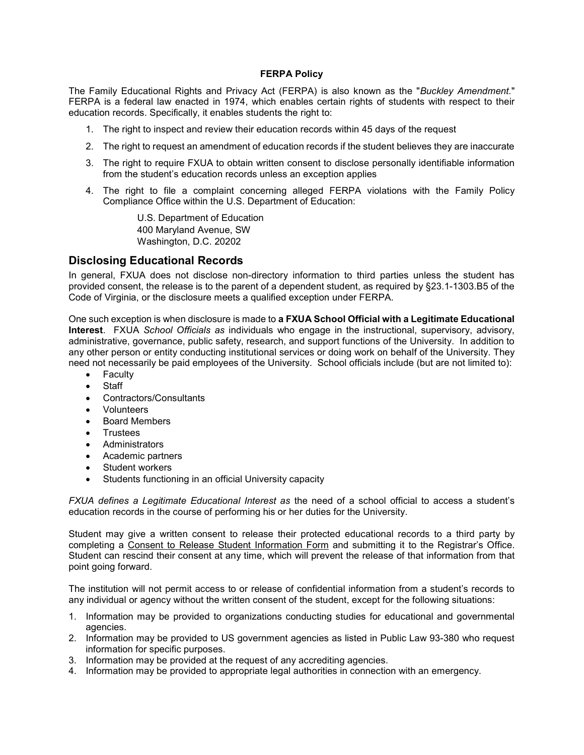# FERPA Policy

The Family Educational Rights and Privacy Act (FERPA) is also known as the "*Buckley Amendment.*" FERPA is a federal law enacted in 1974, which enables certain rights of students with respect to their education records. Specifically, it enables students the right to:

1. The right to inspect and review their education records within 45 days of the request
2. The right to request an amendment of education records if the student believes they are inaccurate
3. The right to require FXUA to obtain written consent to disclose personally identifiable information from the student's education records unless an exception applies
4. The right to file a complaint concerning alleged FERPA violations with the Family Policy Compliance Office within the U.S. Department of Education:

    U.S. Department of Education
    400 Maryland Avenue, SW
    Washington, D.C. 20202

## Disclosing Educational Records

In general, FXUA does not disclose non-directory information to third parties unless the student has provided consent, the release is to the parent of a dependent student, as required by §23.1-1303.B5 of the Code of Virginia, or the disclosure meets a qualified exception under FERPA.

One such exception is when disclosure is made to **a FXUA School Official with a Legitimate Educational Interest**. FXUA *School Officials as* individuals who engage in the instructional, supervisory, advisory, administrative, governance, public safety, research, and support functions of the University. In addition to any other person or entity conducting institutional services or doing work on behalf of the University. They need not necessarily be paid employees of the University. School officials include (but are not limited to):

- Faculty
- Staff
- Contractors/Consultants
- Volunteers
- Board Members
- Trustees
- Administrators
- Academic partners
- Student workers
- Students functioning in an official University capacity

*FXUA defines a Legitimate Educational Interest as* the need of a school official to access a student's education records in the course of performing his or her duties for the University.

Student may give a written consent to release their protected educational records to a third party by completing a Consent to Release Student Information Form and submitting it to the Registrar's Office. Student can rescind their consent at any time, which will prevent the release of that information from that point going forward.

The institution will not permit access to or release of confidential information from a student's records to any individual or agency without the written consent of the student, except for the following situations:

1. Information may be provided to organizations conducting studies for educational and governmental agencies.
2. Information may be provided to US government agencies as listed in Public Law 93-380 who request information for specific purposes.
3. Information may be provided at the request of any accrediting agencies.
4. Information may be provided to appropriate legal authorities in connection with an emergency.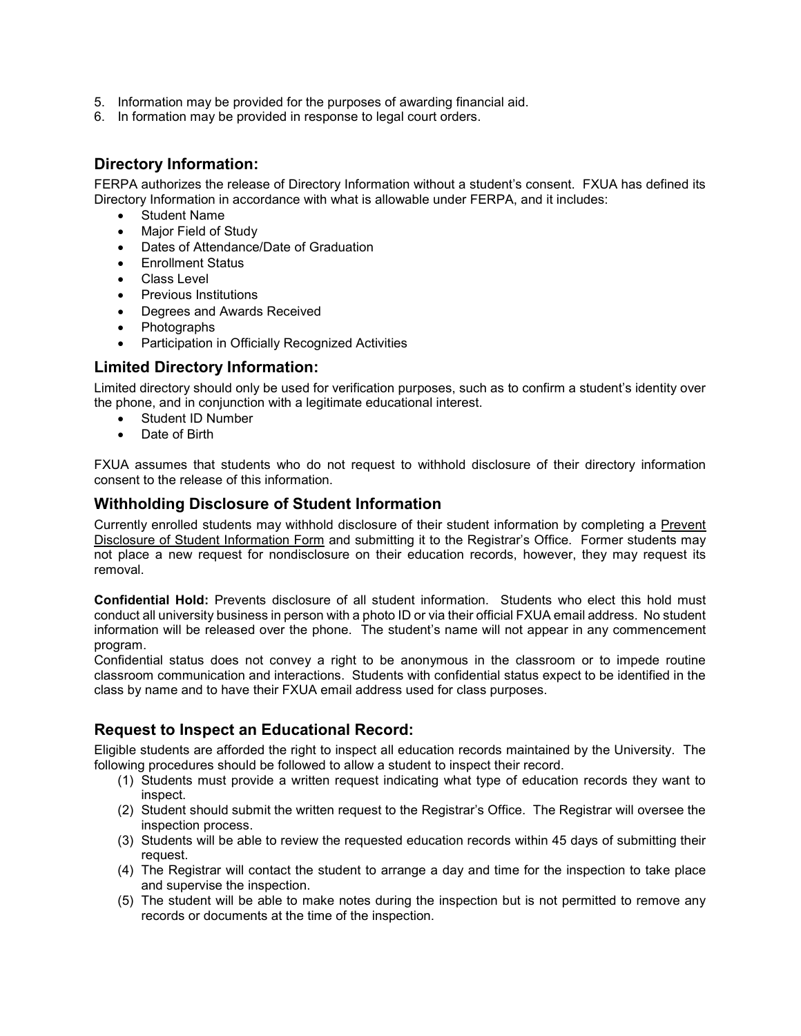5. Information may be provided for the purposes of awarding financial aid.
6. In formation may be provided in response to legal court orders.

## Directory Information:

FERPA authorizes the release of Directory Information without a student's consent. FXUA has defined its Directory Information in accordance with what is allowable under FERPA, and it includes:

- Student Name
- Major Field of Study
- Dates of Attendance/Date of Graduation
- Enrollment Status
- Class Level
- Previous Institutions
- Degrees and Awards Received
- Photographs
- Participation in Officially Recognized Activities

## Limited Directory Information:

Limited directory should only be used for verification purposes, such as to confirm a student's identity over the phone, and in conjunction with a legitimate educational interest.

- Student ID Number
- Date of Birth

FXUA assumes that students who do not request to withhold disclosure of their directory information consent to the release of this information.

## Withholding Disclosure of Student Information

Currently enrolled students may withhold disclosure of their student information by completing a Prevent Disclosure of Student Information Form and submitting it to the Registrar's Office. Former students may not place a new request for nondisclosure on their education records, however, they may request its removal.

**Confidential Hold:** Prevents disclosure of all student information. Students who elect this hold must conduct all university business in person with a photo ID or via their official FXUA email address. No student information will be released over the phone. The student's name will not appear in any commencement program.

Confidential status does not convey a right to be anonymous in the classroom or to impede routine classroom communication and interactions. Students with confidential status expect to be identified in the class by name and to have their FXUA email address used for class purposes.

## Request to Inspect an Educational Record:

Eligible students are afforded the right to inspect all education records maintained by the University. The following procedures should be followed to allow a student to inspect their record.

(1) Students must provide a written request indicating what type of education records they want to inspect.
(2) Student should submit the written request to the Registrar's Office. The Registrar will oversee the inspection process.
(3) Students will be able to review the requested education records within 45 days of submitting their request.
(4) The Registrar will contact the student to arrange a day and time for the inspection to take place and supervise the inspection.
(5) The student will be able to make notes during the inspection but is not permitted to remove any records or documents at the time of the inspection.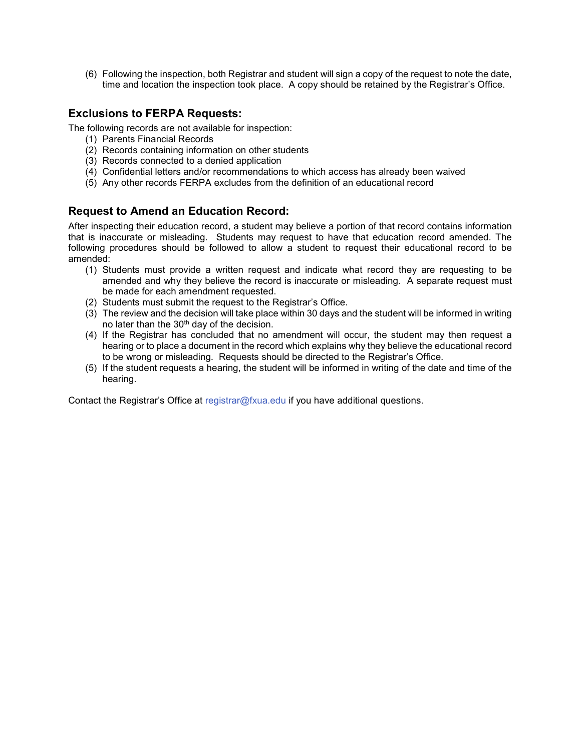(6) Following the inspection, both Registrar and student will sign a copy of the request to note the date, time and location the inspection took place. A copy should be retained by the Registrar's Office.

## Exclusions to FERPA Requests:

The following records are not available for inspection:

(1) Parents Financial Records
(2) Records containing information on other students
(3) Records connected to a denied application
(4) Confidential letters and/or recommendations to which access has already been waived
(5) Any other records FERPA excludes from the definition of an educational record

## Request to Amend an Education Record:

After inspecting their education record, a student may believe a portion of that record contains information that is inaccurate or misleading. Students may request to have that education record amended. The following procedures should be followed to allow a student to request their educational record to be amended:

(1) Students must provide a written request and indicate what record they are requesting to be amended and why they believe the record is inaccurate or misleading. A separate request must be made for each amendment requested.
(2) Students must submit the request to the Registrar's Office.
(3) The review and the decision will take place within 30 days and the student will be informed in writing no later than the 30th day of the decision.
(4) If the Registrar has concluded that no amendment will occur, the student may then request a hearing or to place a document in the record which explains why they believe the educational record to be wrong or misleading. Requests should be directed to the Registrar's Office.
(5) If the student requests a hearing, the student will be informed in writing of the date and time of the hearing.

Contact the Registrar's Office at registrar@fxua.edu if you have additional questions.